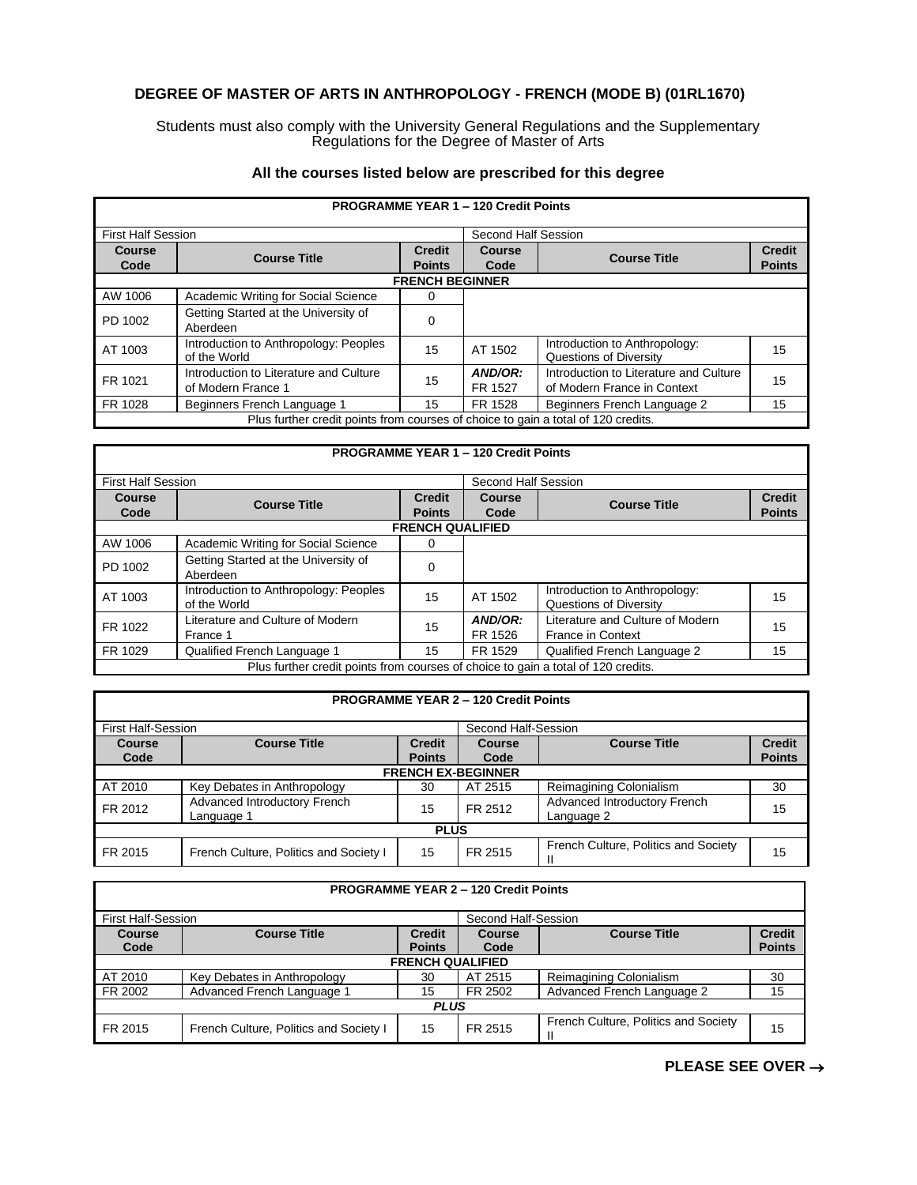# DEGREE OF MASTER OF ARTS IN ANTHROPOLOGY - FRENCH (MODE B) (01RL1670)

Students must also comply with the University General Regulations and the Supplementary Regulations for the Degree of Master of Arts

### All the courses listed below are prescribed for this degree

| **PROGRAMME YEAR 1 – 120 Credit Points** | | | | | |
|---|---|---|---|---|---|
| First Half Session | | | Second Half Session | | |
| **Course Code** | **Course Title** | **Credit Points** | **Course Code** | **Course Title** | **Credit Points** |
| **FRENCH BEGINNER** | | | | | |
| AW 1006 | Academic Writing for Social Science | 0 | | | |
| PD 1002 | Getting Started at the University of Aberdeen | 0 | | | |
| AT 1003 | Introduction to Anthropology: Peoples of the World | 15 | AT 1502 | Introduction to Anthropology: Questions of Diversity | 15 |
| FR 1021 | Introduction to Literature and Culture of Modern France 1 | 15 | ***AND/OR:*** FR 1527 | Introduction to Literature and Culture of Modern France in Context | 15 |
| FR 1028 | Beginners French Language 1 | 15 | FR 1528 | Beginners French Language 2 | 15 |
| Plus further credit points from courses of choice to gain a total of 120 credits. | | | | | |

| **PROGRAMME YEAR 1 – 120 Credit Points** | | | | | |
|---|---|---|---|---|---|
| First Half Session | | | Second Half Session | | |
| **Course Code** | **Course Title** | **Credit Points** | **Course Code** | **Course Title** | **Credit Points** |
| **FRENCH QUALIFIED** | | | | | |
| AW 1006 | Academic Writing for Social Science | 0 | | | |
| PD 1002 | Getting Started at the University of Aberdeen | 0 | | | |
| AT 1003 | Introduction to Anthropology: Peoples of the World | 15 | AT 1502 | Introduction to Anthropology: Questions of Diversity | 15 |
| FR 1022 | Literature and Culture of Modern France 1 | 15 | ***AND/OR:*** FR 1526 | Literature and Culture of Modern France in Context | 15 |
| FR 1029 | Qualified French Language 1 | 15 | FR 1529 | Qualified French Language 2 | 15 |
| Plus further credit points from courses of choice to gain a total of 120 credits. | | | | | |

| **PROGRAMME YEAR 2 – 120 Credit Points** | | | | | |
|---|---|---|---|---|---|
| First Half-Session | | | Second Half-Session | | |
| **Course Code** | **Course Title** | **Credit Points** | **Course Code** | **Course Title** | **Credit Points** |
| **FRENCH EX-BEGINNER** | | | | | |
| AT 2010 | Key Debates in Anthropology | 30 | AT 2515 | Reimagining Colonialism | 30 |
| FR 2012 | Advanced Introductory French Language 1 | 15 | FR 2512 | Advanced Introductory French Language 2 | 15 |
| **PLUS** | | | | | |
| FR 2015 | French Culture, Politics and Society I | 15 | FR 2515 | French Culture, Politics and Society II | 15 |

| **PROGRAMME YEAR 2 – 120 Credit Points** | | | | | |
|---|---|---|---|---|---|
| First Half-Session | | | Second Half-Session | | |
| **Course Code** | **Course Title** | **Credit Points** | **Course Code** | **Course Title** | **Credit Points** |
| **FRENCH QUALIFIED** | | | | | |
| AT 2010 | Key Debates in Anthropology | 30 | AT 2515 | Reimagining Colonialism | 30 |
| FR 2002 | Advanced French Language 1 | 15 | FR 2502 | Advanced French Language 2 | 15 |
| ***PLUS*** | | | | | |
| FR 2015 | French Culture, Politics and Society I | 15 | FR 2515 | French Culture, Politics and Society II | 15 |

**PLEASE SEE OVER →**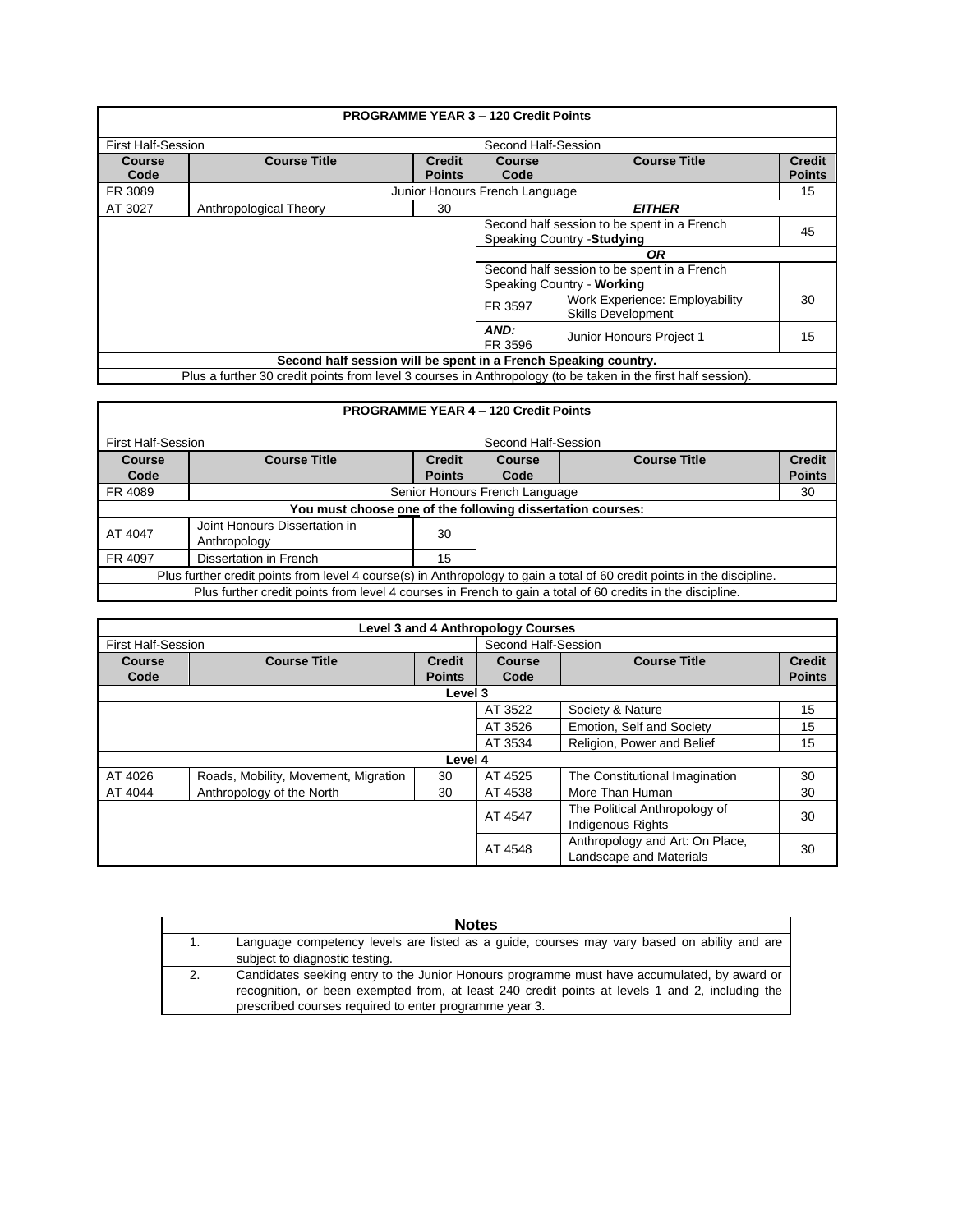| PROGRAMME YEAR 3 – 120 Credit Points | | | | | |
|---|---|---|---|---|---|
| First Half-Session | | | Second Half-Session | | |
| **Course Code** | **Course Title** | **Credit Points** | **Course Code** | **Course Title** | **Credit Points** |
| FR 3089 | Junior Honours French Language | | | | 15 |
| AT 3027 | Anthropological Theory | 30 | ***EITHER*** | | |
| | | | Second half session to be spent in a French Speaking Country -**Studying** | | 45 |
| | | | ***OR*** | | |
| | | | Second half session to be spent in a French Speaking Country - **Working** | | |
| | | | FR 3597 | Work Experience: Employability Skills Development | 30 |
| | | | ***AND:*** FR 3596 | Junior Honours Project 1 | 15 |
| **Second half session will be spent in a French Speaking country.** | | | | | |
| Plus a further 30 credit points from level 3 courses in Anthropology (to be taken in the first half session). | | | | | |

| PROGRAMME YEAR 4 – 120 Credit Points | | | | | |
|---|---|---|---|---|---|
| First Half-Session | | | Second Half-Session | | |
| **Course Code** | **Course Title** | **Credit Points** | **Course Code** | **Course Title** | **Credit Points** |
| FR 4089 | Senior Honours French Language | | | | 30 |
| **You must choose one of the following dissertation courses:** | | | | | |
| AT 4047 | Joint Honours Dissertation in Anthropology | 30 | | | |
| FR 4097 | Dissertation in French | 15 | | | |
| Plus further credit points from level 4 course(s) in Anthropology to gain a total of 60 credit points in the discipline. | | | | | |
| Plus further credit points from level 4 courses in French to gain a total of 60 credits in the discipline. | | | | | |

| Level 3 and 4 Anthropology Courses | | | | | |
|---|---|---|---|---|---|
| First Half-Session | | | Second Half-Session | | |
| **Course Code** | **Course Title** | **Credit Points** | **Course Code** | **Course Title** | **Credit Points** |
| **Level 3** | | | | | |
| | | | AT 3522 | Society & Nature | 15 |
| | | | AT 3526 | Emotion, Self and Society | 15 |
| | | | AT 3534 | Religion, Power and Belief | 15 |
| **Level 4** | | | | | |
| AT 4026 | Roads, Mobility, Movement, Migration | 30 | AT 4525 | The Constitutional Imagination | 30 |
| AT 4044 | Anthropology of the North | 30 | AT 4538 | More Than Human | 30 |
| | | | AT 4547 | The Political Anthropology of Indigenous Rights | 30 |
| | | | AT 4548 | Anthropology and Art: On Place, Landscape and Materials | 30 |

| Notes | |
|---|---|
| 1. | Language competency levels are listed as a guide, courses may vary based on ability and are subject to diagnostic testing. |
| 2. | Candidates seeking entry to the Junior Honours programme must have accumulated, by award or recognition, or been exempted from, at least 240 credit points at levels 1 and 2, including the prescribed courses required to enter programme year 3. |